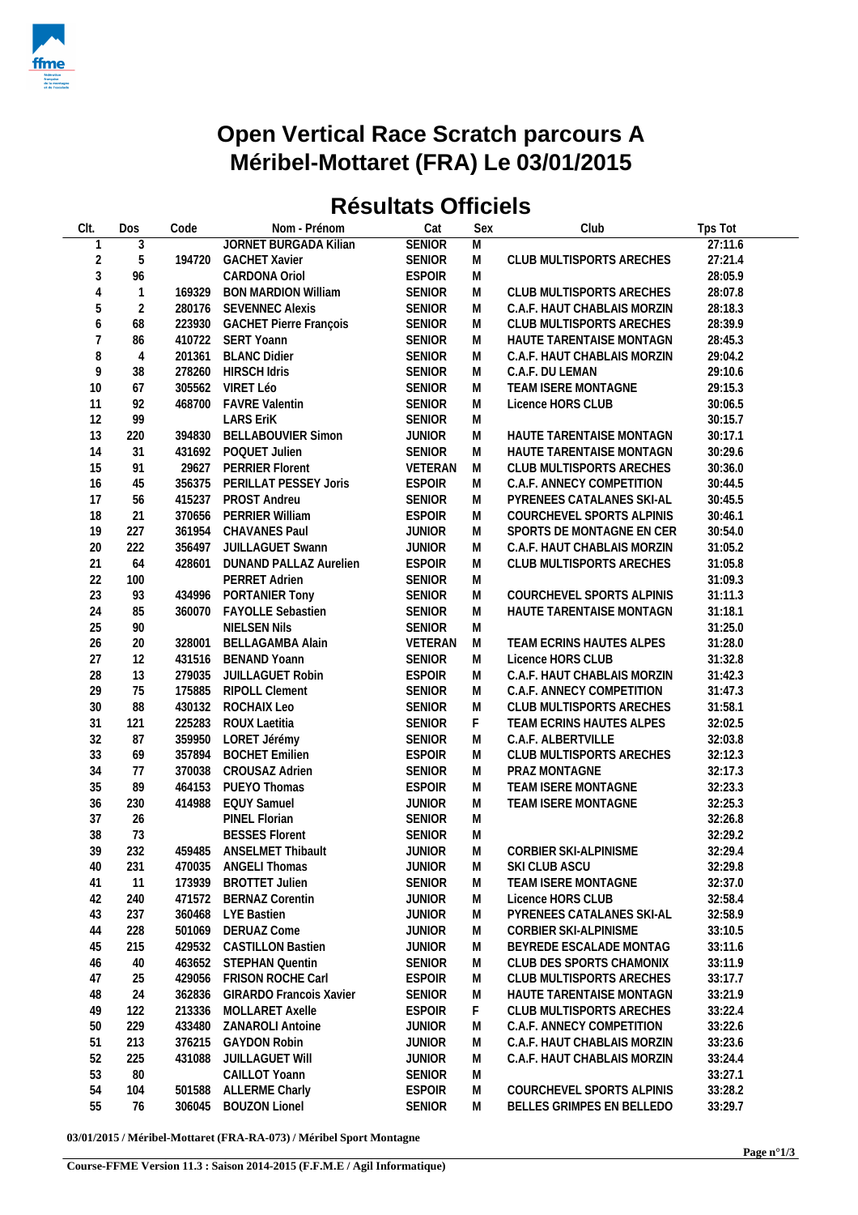# Open Vertical Race Scratch parcours A
# Méribel-Mottaret (FRA) Le 03/01/2015

## Résultats Officiels

| Clt. | Dos | Code | Nom - Prénom | Cat | Sex | Club | Tps Tot |
|---|---|---|---|---|---|---|---|
| 1 | 3 | | JORNET BURGADA Kilian | SENIOR | M | | 27:11.6 |
| 2 | 5 | 194720 | GACHET Xavier | SENIOR | M | CLUB MULTISPORTS ARECHES | 27:21.4 |
| 3 | 96 | | CARDONA Oriol | ESPOIR | M | | 28:05.9 |
| 4 | 1 | 169329 | BON MARDION William | SENIOR | M | CLUB MULTISPORTS ARECHES | 28:07.8 |
| 5 | 2 | 280176 | SEVENNEC Alexis | SENIOR | M | C.A.F. HAUT CHABLAIS MORZIN | 28:18.3 |
| 6 | 68 | 223930 | GACHET Pierre François | SENIOR | M | CLUB MULTISPORTS ARECHES | 28:39.9 |
| 7 | 86 | 410722 | SERT Yoann | SENIOR | M | HAUTE TARENTAISE MONTAGN | 28:45.3 |
| 8 | 4 | 201361 | BLANC Didier | SENIOR | M | C.A.F. HAUT CHABLAIS MORZIN | 29:04.2 |
| 9 | 38 | 278260 | HIRSCH Idris | SENIOR | M | C.A.F. DU LEMAN | 29:10.6 |
| 10 | 67 | 305562 | VIRET Léo | SENIOR | M | TEAM ISERE MONTAGNE | 29:15.3 |
| 11 | 92 | 468700 | FAVRE Valentin | SENIOR | M | Licence HORS CLUB | 30:06.5 |
| 12 | 99 | | LARS EriK | SENIOR | M | | 30:15.7 |
| 13 | 220 | 394830 | BELLABOUVIER Simon | JUNIOR | M | HAUTE TARENTAISE MONTAGN | 30:17.1 |
| 14 | 31 | 431692 | POQUET Julien | SENIOR | M | HAUTE TARENTAISE MONTAGN | 30:29.6 |
| 15 | 91 | 29627 | PERRIER Florent | VETERAN | M | CLUB MULTISPORTS ARECHES | 30:36.0 |
| 16 | 45 | 356375 | PERILLAT PESSEY Joris | ESPOIR | M | C.A.F. ANNECY COMPETITION | 30:44.5 |
| 17 | 56 | 415237 | PROST Andreu | SENIOR | M | PYRENEES CATALANES SKI-AL | 30:45.5 |
| 18 | 21 | 370656 | PERRIER William | ESPOIR | M | COURCHEVEL SPORTS ALPINIS | 30:46.1 |
| 19 | 227 | 361954 | CHAVANES Paul | JUNIOR | M | SPORTS DE MONTAGNE EN CER | 30:54.0 |
| 20 | 222 | 356497 | JUILLAGUET Swann | JUNIOR | M | C.A.F. HAUT CHABLAIS MORZIN | 31:05.2 |
| 21 | 64 | 428601 | DUNAND PALLAZ Aurelien | ESPOIR | M | CLUB MULTISPORTS ARECHES | 31:05.8 |
| 22 | 100 | | PERRET Adrien | SENIOR | M | | 31:09.3 |
| 23 | 93 | 434996 | PORTANIER Tony | SENIOR | M | COURCHEVEL SPORTS ALPINIS | 31:11.3 |
| 24 | 85 | 360070 | FAYOLLE Sebastien | SENIOR | M | HAUTE TARENTAISE MONTAGN | 31:18.1 |
| 25 | 90 | | NIELSEN Nils | SENIOR | M | | 31:25.0 |
| 26 | 20 | 328001 | BELLAGAMBA Alain | VETERAN | M | TEAM ECRINS HAUTES ALPES | 31:28.0 |
| 27 | 12 | 431516 | BENAND Yoann | SENIOR | M | Licence HORS CLUB | 31:32.8 |
| 28 | 13 | 279035 | JUILLAGUET Robin | ESPOIR | M | C.A.F. HAUT CHABLAIS MORZIN | 31:42.3 |
| 29 | 75 | 175885 | RIPOLL Clement | SENIOR | M | C.A.F. ANNECY COMPETITION | 31:47.3 |
| 30 | 88 | 430132 | ROCHAIX Leo | SENIOR | M | CLUB MULTISPORTS ARECHES | 31:58.1 |
| 31 | 121 | 225283 | ROUX Laetitia | SENIOR | F | TEAM ECRINS HAUTES ALPES | 32:02.5 |
| 32 | 87 | 359950 | LORET Jérémy | SENIOR | M | C.A.F. ALBERTVILLE | 32:03.8 |
| 33 | 69 | 357894 | BOCHET Emilien | ESPOIR | M | CLUB MULTISPORTS ARECHES | 32:12.3 |
| 34 | 77 | 370038 | CROUSAZ Adrien | SENIOR | M | PRAZ MONTAGNE | 32:17.3 |
| 35 | 89 | 464153 | PUEYO Thomas | ESPOIR | M | TEAM ISERE MONTAGNE | 32:23.3 |
| 36 | 230 | 414988 | EQUY Samuel | JUNIOR | M | TEAM ISERE MONTAGNE | 32:25.3 |
| 37 | 26 | | PINEL Florian | SENIOR | M | | 32:26.8 |
| 38 | 73 | | BESSES Florent | SENIOR | M | | 32:29.2 |
| 39 | 232 | 459485 | ANSELMET Thibault | JUNIOR | M | CORBIER SKI-ALPINISME | 32:29.4 |
| 40 | 231 | 470035 | ANGELI Thomas | JUNIOR | M | SKI CLUB ASCU | 32:29.8 |
| 41 | 11 | 173939 | BROTTET Julien | SENIOR | M | TEAM ISERE MONTAGNE | 32:37.0 |
| 42 | 240 | 471572 | BERNAZ Corentin | JUNIOR | M | Licence HORS CLUB | 32:58.4 |
| 43 | 237 | 360468 | LYE Bastien | JUNIOR | M | PYRENEES CATALANES SKI-AL | 32:58.9 |
| 44 | 228 | 501069 | DERUAZ Come | JUNIOR | M | CORBIER SKI-ALPINISME | 33:10.5 |
| 45 | 215 | 429532 | CASTILLON Bastien | JUNIOR | M | BEYREDE ESCALADE MONTAG | 33:11.6 |
| 46 | 40 | 463652 | STEPHAN Quentin | SENIOR | M | CLUB DES SPORTS CHAMONIX | 33:11.9 |
| 47 | 25 | 429056 | FRISON ROCHE Carl | ESPOIR | M | CLUB MULTISPORTS ARECHES | 33:17.7 |
| 48 | 24 | 362836 | GIRARDO Francois Xavier | SENIOR | M | HAUTE TARENTAISE MONTAGN | 33:21.9 |
| 49 | 122 | 213336 | MOLLARET Axelle | ESPOIR | F | CLUB MULTISPORTS ARECHES | 33:22.4 |
| 50 | 229 | 433480 | ZANAROLI Antoine | JUNIOR | M | C.A.F. ANNECY COMPETITION | 33:22.6 |
| 51 | 213 | 376215 | GAYDON Robin | JUNIOR | M | C.A.F. HAUT CHABLAIS MORZIN | 33:23.6 |
| 52 | 225 | 431088 | JUILLAGUET Will | JUNIOR | M | C.A.F. HAUT CHABLAIS MORZIN | 33:24.4 |
| 53 | 80 | | CAILLOT Yoann | SENIOR | M | | 33:27.1 |
| 54 | 104 | 501588 | ALLERME Charly | ESPOIR | M | COURCHEVEL SPORTS ALPINIS | 33:28.2 |
| 55 | 76 | 306045 | BOUZON Lionel | SENIOR | M | BELLES GRIMPES EN BELLEDO | 33:29.7 |

**03/01/2015 / Méribel-Mottaret (FRA-RA-073) / Méribel Sport Montagne**

**Course-FFME Version 11.3 : Saison 2014-2015 (F.F.M.E / Agil Informatique)**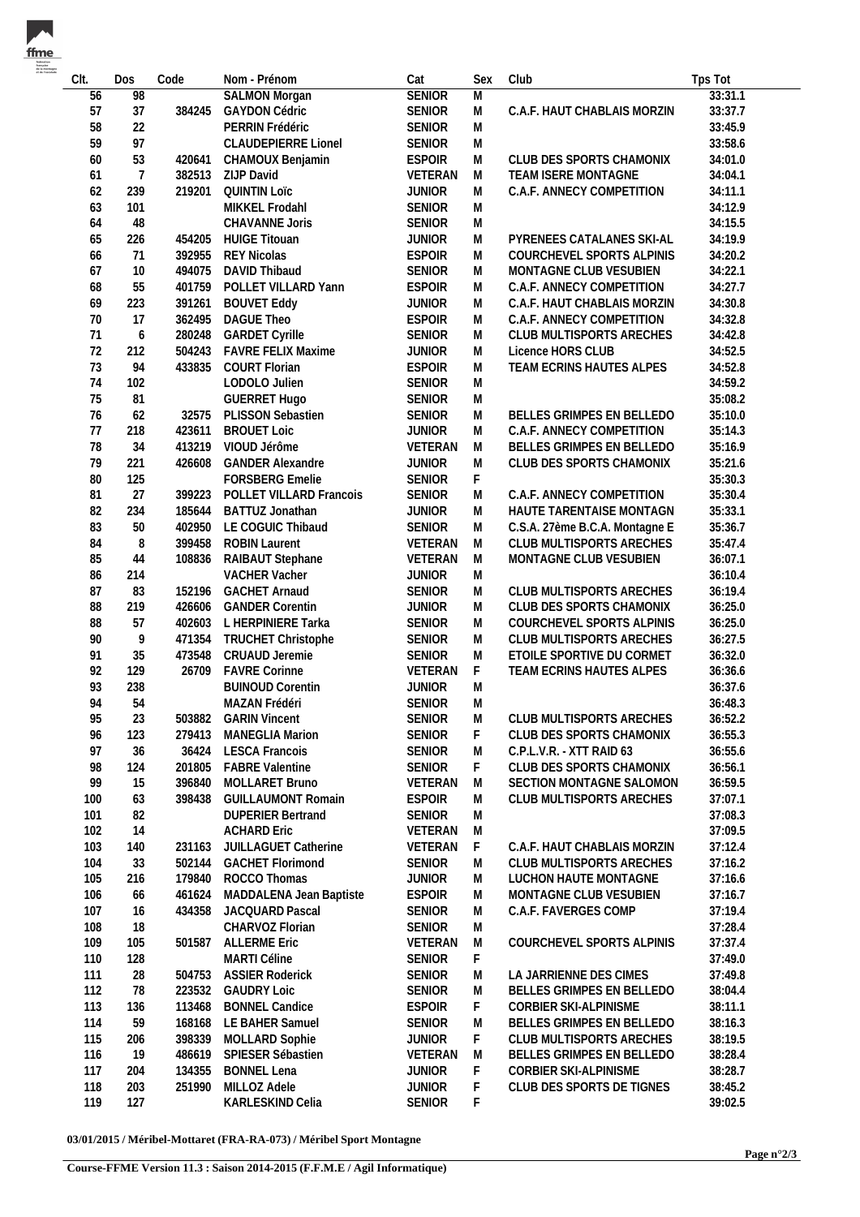| Clt. | Dos | Code | Nom - Prénom | Cat | Sex | Club | Tps Tot |
|---|---|---|---|---|---|---|---|
| 56 | 98 | | SALMON Morgan | SENIOR | M | | 33:31.1 |
| 57 | 37 | 384245 | GAYDON Cédric | SENIOR | M | C.A.F. HAUT CHABLAIS MORZIN | 33:37.7 |
| 58 | 22 | | PERRIN Frédéric | SENIOR | M | | 33:45.9 |
| 59 | 97 | | CLAUDEPIERRE Lionel | SENIOR | M | | 33:58.6 |
| 60 | 53 | 420641 | CHAMOUX Benjamin | ESPOIR | M | CLUB DES SPORTS CHAMONIX | 34:01.0 |
| 61 | 7 | 382513 | ZIJP David | VETERAN | M | TEAM ISERE MONTAGNE | 34:04.1 |
| 62 | 239 | 219201 | QUINTIN Loïc | JUNIOR | M | C.A.F. ANNECY COMPETITION | 34:11.1 |
| 63 | 101 | | MIKKEL Frodahl | SENIOR | M | | 34:12.9 |
| 64 | 48 | | CHAVANNE Joris | SENIOR | M | | 34:15.5 |
| 65 | 226 | 454205 | HUIGE Titouan | JUNIOR | M | PYRENEES CATALANES SKI-AL | 34:19.9 |
| 66 | 71 | 392955 | REY Nicolas | ESPOIR | M | COURCHEVEL SPORTS ALPINIS | 34:20.2 |
| 67 | 10 | 494075 | DAVID Thibaud | SENIOR | M | MONTAGNE CLUB VESUBIEN | 34:22.1 |
| 68 | 55 | 401759 | POLLET VILLARD Yann | ESPOIR | M | C.A.F. ANNECY COMPETITION | 34:27.7 |
| 69 | 223 | 391261 | BOUVET Eddy | JUNIOR | M | C.A.F. HAUT CHABLAIS MORZIN | 34:30.8 |
| 70 | 17 | 362495 | DAGUE Theo | ESPOIR | M | C.A.F. ANNECY COMPETITION | 34:32.8 |
| 71 | 6 | 280248 | GARDET Cyrille | SENIOR | M | CLUB MULTISPORTS ARECHES | 34:42.8 |
| 72 | 212 | 504243 | FAVRE FELIX Maxime | JUNIOR | M | Licence HORS CLUB | 34:52.5 |
| 73 | 94 | 433835 | COURT Florian | ESPOIR | M | TEAM ECRINS HAUTES ALPES | 34:52.8 |
| 74 | 102 | | LODOLO Julien | SENIOR | M | | 34:59.2 |
| 75 | 81 | | GUERRET Hugo | SENIOR | M | | 35:08.2 |
| 76 | 62 | 32575 | PLISSON Sebastien | SENIOR | M | BELLES GRIMPES EN BELLEDO | 35:10.0 |
| 77 | 218 | 423611 | BROUET Loic | JUNIOR | M | C.A.F. ANNECY COMPETITION | 35:14.3 |
| 78 | 34 | 413219 | VIOUD Jérôme | VETERAN | M | BELLES GRIMPES EN BELLEDO | 35:16.9 |
| 79 | 221 | 426608 | GANDER Alexandre | JUNIOR | M | CLUB DES SPORTS CHAMONIX | 35:21.6 |
| 80 | 125 | | FORSBERG Emelie | SENIOR | F | | 35:30.3 |
| 81 | 27 | 399223 | POLLET VILLARD Francois | SENIOR | M | C.A.F. ANNECY COMPETITION | 35:30.4 |
| 82 | 234 | 185644 | BATTUZ Jonathan | JUNIOR | M | HAUTE TARENTAISE MONTAGN | 35:33.1 |
| 83 | 50 | 402950 | LE COGUIC Thibaud | SENIOR | M | C.S.A. 27ème B.C.A. Montagne E | 35:36.7 |
| 84 | 8 | 399458 | ROBIN Laurent | VETERAN | M | CLUB MULTISPORTS ARECHES | 35:47.4 |
| 85 | 44 | 108836 | RAIBAUT Stephane | VETERAN | M | MONTAGNE CLUB VESUBIEN | 36:07.1 |
| 86 | 214 | | VACHER Vacher | JUNIOR | M | | 36:10.4 |
| 87 | 83 | 152196 | GACHET Arnaud | SENIOR | M | CLUB MULTISPORTS ARECHES | 36:19.4 |
| 88 | 219 | 426606 | GANDER Corentin | JUNIOR | M | CLUB DES SPORTS CHAMONIX | 36:25.0 |
| 88 | 57 | 402603 | L HERPINIERE Tarka | SENIOR | M | COURCHEVEL SPORTS ALPINIS | 36:25.0 |
| 90 | 9 | 471354 | TRUCHET Christophe | SENIOR | M | CLUB MULTISPORTS ARECHES | 36:27.5 |
| 91 | 35 | 473548 | CRUAUD Jeremie | SENIOR | M | ETOILE SPORTIVE DU CORMET | 36:32.0 |
| 92 | 129 | 26709 | FAVRE Corinne | VETERAN | F | TEAM ECRINS HAUTES ALPES | 36:36.6 |
| 93 | 238 | | BUINOUD Corentin | JUNIOR | M | | 36:37.6 |
| 94 | 54 | | MAZAN Frédéri | SENIOR | M | | 36:48.3 |
| 95 | 23 | 503882 | GARIN Vincent | SENIOR | M | CLUB MULTISPORTS ARECHES | 36:52.2 |
| 96 | 123 | 279413 | MANEGLIA Marion | SENIOR | F | CLUB DES SPORTS CHAMONIX | 36:55.3 |
| 97 | 36 | 36424 | LESCA Francois | SENIOR | M | C.P.L.V.R. - XTT RAID 63 | 36:55.6 |
| 98 | 124 | 201805 | FABRE Valentine | SENIOR | F | CLUB DES SPORTS CHAMONIX | 36:56.1 |
| 99 | 15 | 396840 | MOLLARET Bruno | VETERAN | M | SECTION MONTAGNE SALOMON | 36:59.5 |
| 100 | 63 | 398438 | GUILLAUMONT Romain | ESPOIR | M | CLUB MULTISPORTS ARECHES | 37:07.1 |
| 101 | 82 | | DUPERIER Bertrand | SENIOR | M | | 37:08.3 |
| 102 | 14 | | ACHARD Eric | VETERAN | M | | 37:09.5 |
| 103 | 140 | 231163 | JUILLAGUET Catherine | VETERAN | F | C.A.F. HAUT CHABLAIS MORZIN | 37:12.4 |
| 104 | 33 | 502144 | GACHET Florimond | SENIOR | M | CLUB MULTISPORTS ARECHES | 37:16.2 |
| 105 | 216 | 179840 | ROCCO Thomas | JUNIOR | M | LUCHON HAUTE MONTAGNE | 37:16.6 |
| 106 | 66 | 461624 | MADDALENA Jean Baptiste | ESPOIR | M | MONTAGNE CLUB VESUBIEN | 37:16.7 |
| 107 | 16 | 434358 | JACQUARD Pascal | SENIOR | M | C.A.F. FAVERGES COMP | 37:19.4 |
| 108 | 18 | | CHARVOZ Florian | SENIOR | M | | 37:28.4 |
| 109 | 105 | 501587 | ALLERME Eric | VETERAN | M | COURCHEVEL SPORTS ALPINIS | 37:37.4 |
| 110 | 128 | | MARTI Céline | SENIOR | F | | 37:49.0 |
| 111 | 28 | 504753 | ASSIER Roderick | SENIOR | M | LA JARRIENNE DES CIMES | 37:49.8 |
| 112 | 78 | 223532 | GAUDRY Loic | SENIOR | M | BELLES GRIMPES EN BELLEDO | 38:04.4 |
| 113 | 136 | 113468 | BONNEL Candice | ESPOIR | F | CORBIER SKI-ALPINISME | 38:11.1 |
| 114 | 59 | 168168 | LE BAHER Samuel | SENIOR | M | BELLES GRIMPES EN BELLEDO | 38:16.3 |
| 115 | 206 | 398339 | MOLLARD Sophie | JUNIOR | F | CLUB MULTISPORTS ARECHES | 38:19.5 |
| 116 | 19 | 486619 | SPIESER Sébastien | VETERAN | M | BELLES GRIMPES EN BELLEDO | 38:28.4 |
| 117 | 204 | 134355 | BONNEL Lena | JUNIOR | F | CORBIER SKI-ALPINISME | 38:28.7 |
| 118 | 203 | 251990 | MILLOZ Adele | JUNIOR | F | CLUB DES SPORTS DE TIGNES | 38:45.2 |
| 119 | 127 | | KARLESKIND Celia | SENIOR | F | | 39:02.5 |

**03/01/2015 / Méribel-Mottaret (FRA-RA-073) / Méribel Sport Montagne**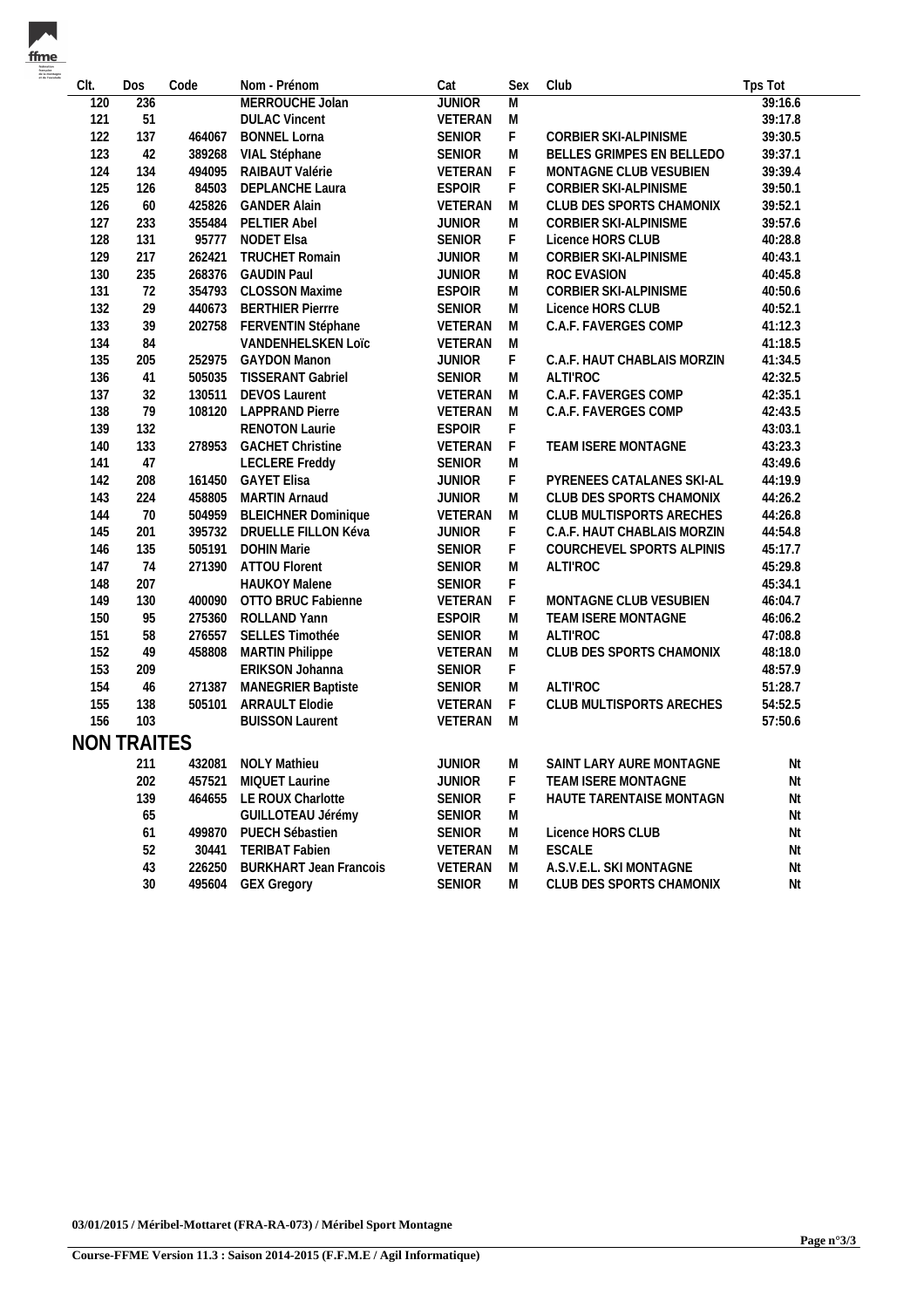| Clt. | Dos | Code | Nom - Prénom | Cat | Sex | Club | Tps Tot |
| --- | --- | --- | --- | --- | --- | --- | --- |
| 120 | 236 | | MERROUCHE Jolan | JUNIOR | M | | 39:16.6 |
| 121 | 51 | | DULAC Vincent | VETERAN | M | | 39:17.8 |
| 122 | 137 | 464067 | BONNEL Lorna | SENIOR | F | CORBIER SKI-ALPINISME | 39:30.5 |
| 123 | 42 | 389268 | VIAL Stéphane | SENIOR | M | BELLES GRIMPES EN BELLEDO | 39:37.1 |
| 124 | 134 | 494095 | RAIBAUT Valérie | VETERAN | F | MONTAGNE CLUB VESUBIEN | 39:39.4 |
| 125 | 126 | 84503 | DEPLANCHE Laura | ESPOIR | F | CORBIER SKI-ALPINISME | 39:50.1 |
| 126 | 60 | 425826 | GANDER Alain | VETERAN | M | CLUB DES SPORTS CHAMONIX | 39:52.1 |
| 127 | 233 | 355484 | PELTIER Abel | JUNIOR | M | CORBIER SKI-ALPINISME | 39:57.6 |
| 128 | 131 | 95777 | NODET Elsa | SENIOR | F | Licence HORS CLUB | 40:28.8 |
| 129 | 217 | 262421 | TRUCHET Romain | JUNIOR | M | CORBIER SKI-ALPINISME | 40:43.1 |
| 130 | 235 | 268376 | GAUDIN Paul | JUNIOR | M | ROC EVASION | 40:45.8 |
| 131 | 72 | 354793 | CLOSSON Maxime | ESPOIR | M | CORBIER SKI-ALPINISME | 40:50.6 |
| 132 | 29 | 440673 | BERTHIER Pierrre | SENIOR | M | Licence HORS CLUB | 40:52.1 |
| 133 | 39 | 202758 | FERVENTIN Stéphane | VETERAN | M | C.A.F. FAVERGES COMP | 41:12.3 |
| 134 | 84 | | VANDENHELSKEN Loïc | VETERAN | M | | 41:18.5 |
| 135 | 205 | 252975 | GAYDON Manon | JUNIOR | F | C.A.F. HAUT CHABLAIS MORZIN | 41:34.5 |
| 136 | 41 | 505035 | TISSERANT Gabriel | SENIOR | M | ALTI'ROC | 42:32.5 |
| 137 | 32 | 130511 | DEVOS Laurent | VETERAN | M | C.A.F. FAVERGES COMP | 42:35.1 |
| 138 | 79 | 108120 | LAPPRAND Pierre | VETERAN | M | C.A.F. FAVERGES COMP | 42:43.5 |
| 139 | 132 | | RENOTON Laurie | ESPOIR | F | | 43:03.1 |
| 140 | 133 | 278953 | GACHET Christine | VETERAN | F | TEAM ISERE MONTAGNE | 43:23.3 |
| 141 | 47 | | LECLERE Freddy | SENIOR | M | | 43:49.6 |
| 142 | 208 | 161450 | GAYET Elisa | JUNIOR | F | PYRENEES CATALANES SKI-AL | 44:19.9 |
| 143 | 224 | 458805 | MARTIN Arnaud | JUNIOR | M | CLUB DES SPORTS CHAMONIX | 44:26.2 |
| 144 | 70 | 504959 | BLEICHNER Dominique | VETERAN | M | CLUB MULTISPORTS ARECHES | 44:26.8 |
| 145 | 201 | 395732 | DRUELLE FILLON Kéva | JUNIOR | F | C.A.F. HAUT CHABLAIS MORZIN | 44:54.8 |
| 146 | 135 | 505191 | DOHIN Marie | SENIOR | F | COURCHEVEL SPORTS ALPINIS | 45:17.7 |
| 147 | 74 | 271390 | ATTOU Florent | SENIOR | M | ALTI'ROC | 45:29.8 |
| 148 | 207 | | HAUKOY Malene | SENIOR | F | | 45:34.1 |
| 149 | 130 | 400090 | OTTO BRUC Fabienne | VETERAN | F | MONTAGNE CLUB VESUBIEN | 46:04.7 |
| 150 | 95 | 275360 | ROLLAND Yann | ESPOIR | M | TEAM ISERE MONTAGNE | 46:06.2 |
| 151 | 58 | 276557 | SELLES Timothée | SENIOR | M | ALTI'ROC | 47:08.8 |
| 152 | 49 | 458808 | MARTIN Philippe | VETERAN | M | CLUB DES SPORTS CHAMONIX | 48:18.0 |
| 153 | 209 | | ERIKSON Johanna | SENIOR | F | | 48:57.9 |
| 154 | 46 | 271387 | MANEGRIER Baptiste | SENIOR | M | ALTI'ROC | 51:28.7 |
| 155 | 138 | 505101 | ARRAULT Elodie | VETERAN | F | CLUB MULTISPORTS ARECHES | 54:52.5 |
| 156 | 103 | | BUISSON Laurent | VETERAN | M | | 57:50.6 |

## NON TRAITES

| Clt. | Dos | Code | Nom - Prénom | Cat | Sex | Club | Tps Tot |
| --- | --- | --- | --- | --- | --- | --- | --- |
| | 211 | 432081 | NOLY Mathieu | JUNIOR | M | SAINT LARY AURE MONTAGNE | Nt |
| | 202 | 457521 | MIQUET Laurine | JUNIOR | F | TEAM ISERE MONTAGNE | Nt |
| | 139 | 464655 | LE ROUX Charlotte | SENIOR | F | HAUTE TARENTAISE MONTAGN | Nt |
| | 65 | | GUILLOTEAU Jérémy | SENIOR | M | | Nt |
| | 61 | 499870 | PUECH Sébastien | SENIOR | M | Licence HORS CLUB | Nt |
| | 52 | 30441 | TERIBAT Fabien | VETERAN | M | ESCALE | Nt |
| | 43 | 226250 | BURKHART Jean Francois | VETERAN | M | A.S.V.E.L. SKI MONTAGNE | Nt |
| | 30 | 495604 | GEX Gregory | SENIOR | M | CLUB DES SPORTS CHAMONIX | Nt |

**03/01/2015 / Méribel-Mottaret (FRA-RA-073) / Méribel Sport Montagne**

**Course-FFME Version 11.3 : Saison 2014-2015 (F.F.M.E / Agil Informatique)**